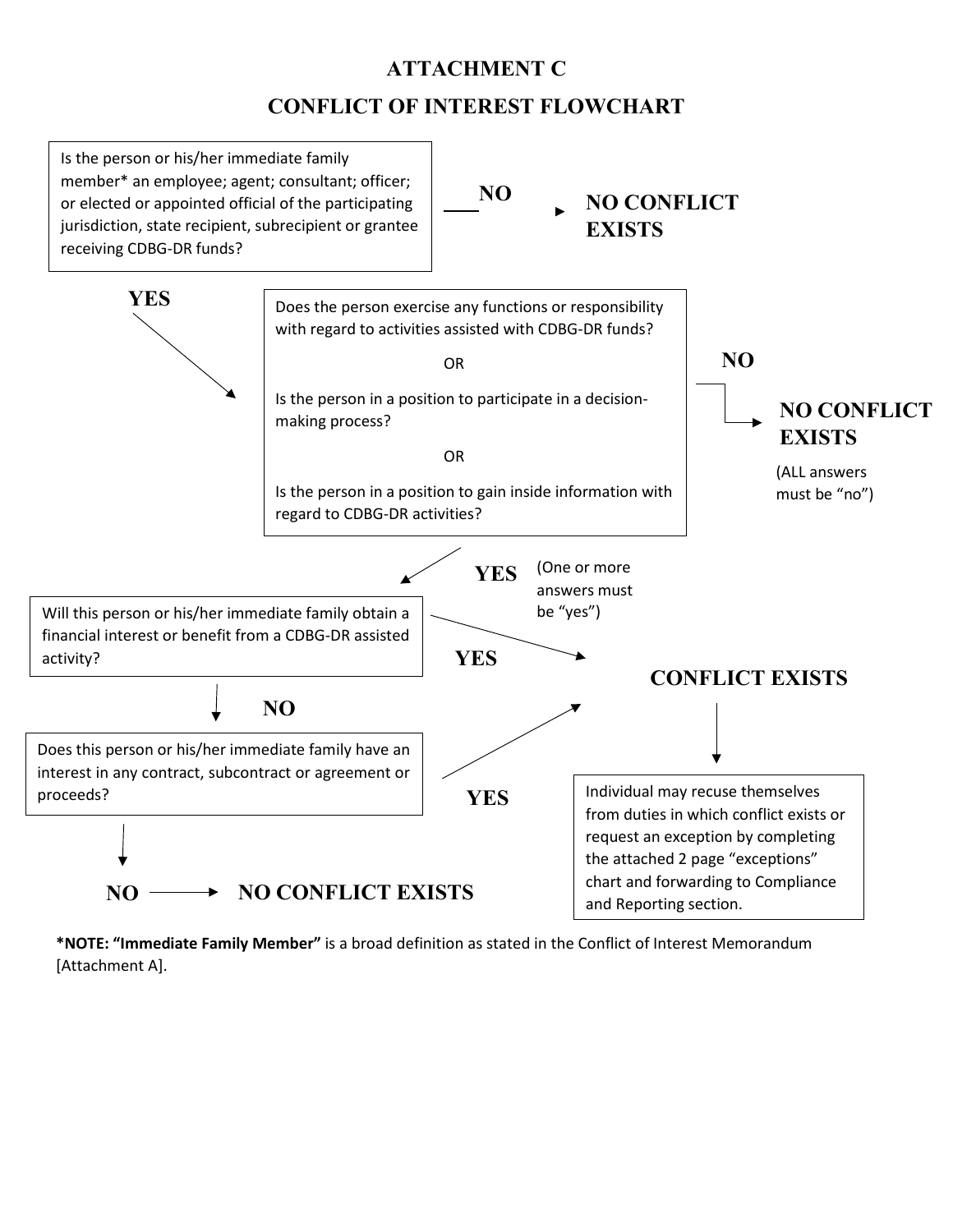# ATTACHMENT C

## CONFLICT OF INTEREST FLOWCHART

Is the person or his/her immediate family member* an employee; agent; consultant; officer; or elected or appointed official of the participating jurisdiction, state recipient, subrecipient or grantee receiving CDBG-DR funds?

**NO** → **NO CONFLICT EXISTS**

**YES** ↓

Does the person exercise any functions or responsibility with regard to activities assisted with CDBG-DR funds?

OR

Is the person in a position to participate in a decision-making process?

OR

Is the person in a position to gain inside information with regard to CDBG-DR activities?

**NO** → **NO CONFLICT EXISTS** (ALL answers must be "no")

**YES** (One or more answers must be "yes") ↓

Will this person or his/her immediate family obtain a financial interest or benefit from a CDBG-DR assisted activity?

**YES** → **CONFLICT EXISTS**

**NO** ↓

Does this person or his/her immediate family have an interest in any contract, subcontract or agreement or proceeds?

**YES** → **CONFLICT EXISTS**

**NO** → **NO CONFLICT EXISTS**

**CONFLICT EXISTS** ↓

Individual may recuse themselves from duties in which conflict exists or request an exception by completing the attached 2 page "exceptions" chart and forwarding to Compliance and Reporting section.

***NOTE: "Immediate Family Member"** is a broad definition as stated in the Conflict of Interest Memorandum [Attachment A].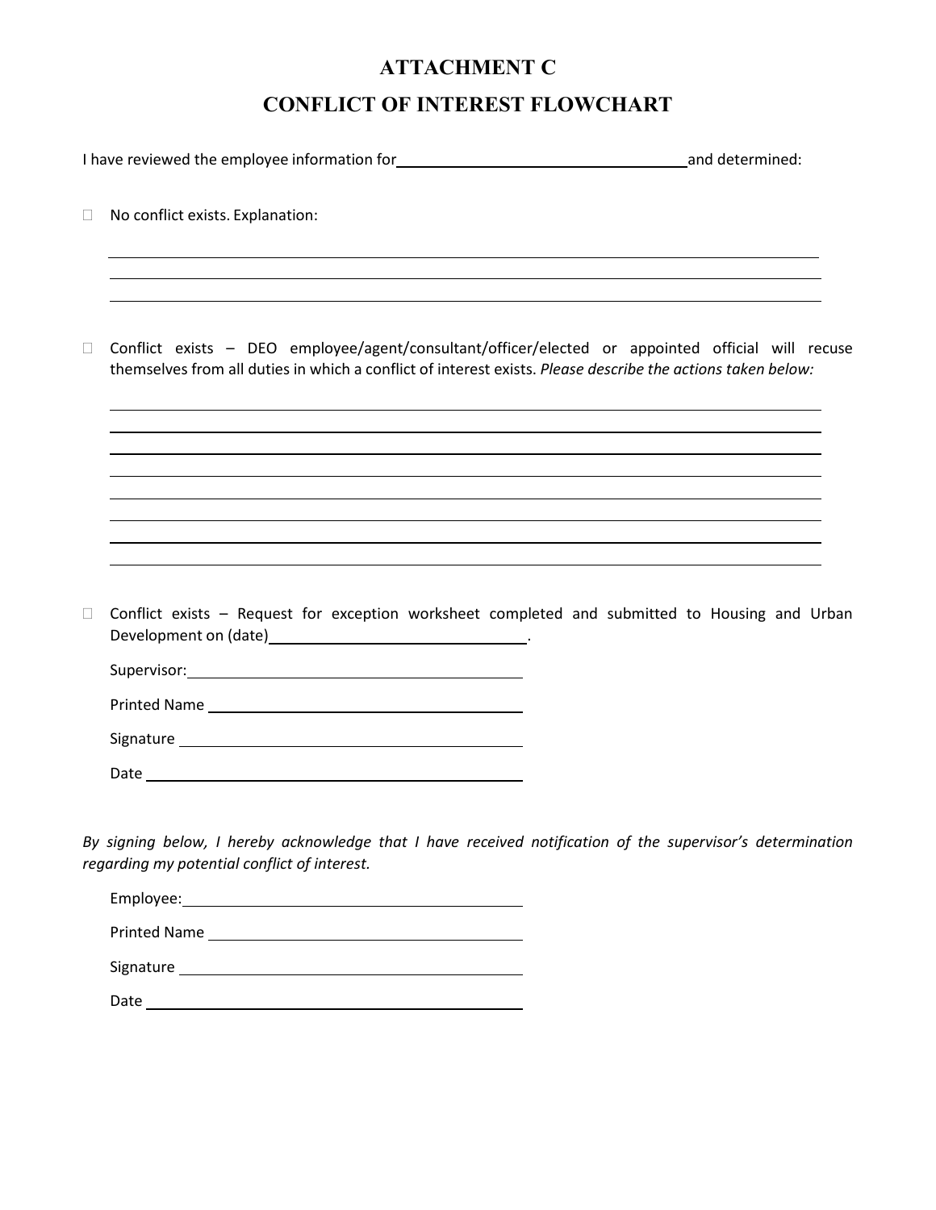# ATTACHMENT C

# CONFLICT OF INTEREST FLOWCHART

I have reviewed the employee information for ________________________________ and determined:

☐ No conflict exists. Explanation:

______________________________________________________________________________

______________________________________________________________________________

______________________________________________________________________________

☐ Conflict exists – DEO employee/agent/consultant/officer/elected or appointed official will recuse themselves from all duties in which a conflict of interest exists. *Please describe the actions taken below:*

______________________________________________________________________________

______________________________________________________________________________

______________________________________________________________________________

______________________________________________________________________________

______________________________________________________________________________

______________________________________________________________________________

______________________________________________________________________________

______________________________________________________________________________

☐ Conflict exists – Request for exception worksheet completed and submitted to Housing and Urban Development on (date)____________________________.

Supervisor:____________________________________

Printed Name ____________________________________

Signature ____________________________________

Date ____________________________________

*By signing below, I hereby acknowledge that I have received notification of the supervisor's determination regarding my potential conflict of interest.*

Employee:____________________________________

Printed Name ____________________________________

Signature ____________________________________

Date ____________________________________